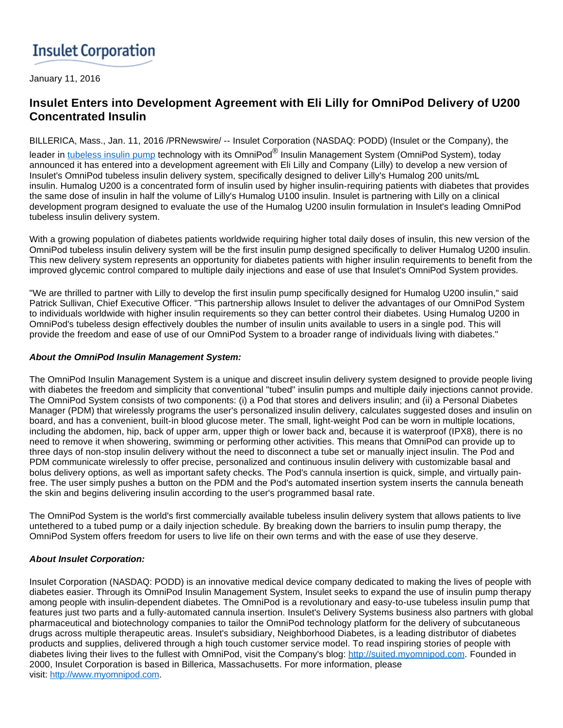Insulet Corporation

January 11, 2016

# Insulet Enters into Development Agreement with Eli Lilly for OmniPod Delivery of U200 Concentrated Insulin

BILLERICA, Mass., Jan. 11, 2016 /PRNewswire/ -- Insulet Corporation (NASDAQ: PODD) (Insulet or the Company), the leader in tubeless insulin pump technology with its OmniPod® Insulin Management System (OmniPod System), today announced it has entered into a development agreement with Eli Lilly and Company (Lilly) to develop a new version of Insulet's OmniPod tubeless insulin delivery system, specifically designed to deliver Lilly's Humalog 200 units/mL insulin. Humalog U200 is a concentrated form of insulin used by higher insulin-requiring patients with diabetes that provides the same dose of insulin in half the volume of Lilly's Humalog U100 insulin. Insulet is partnering with Lilly on a clinical development program designed to evaluate the use of the Humalog U200 insulin formulation in Insulet's leading OmniPod tubeless insulin delivery system.

With a growing population of diabetes patients worldwide requiring higher total daily doses of insulin, this new version of the OmniPod tubeless insulin delivery system will be the first insulin pump designed specifically to deliver Humalog U200 insulin. This new delivery system represents an opportunity for diabetes patients with higher insulin requirements to benefit from the improved glycemic control compared to multiple daily injections and ease of use that Insulet's OmniPod System provides.

"We are thrilled to partner with Lilly to develop the first insulin pump specifically designed for Humalog U200 insulin," said Patrick Sullivan, Chief Executive Officer. "This partnership allows Insulet to deliver the advantages of our OmniPod System to individuals worldwide with higher insulin requirements so they can better control their diabetes. Using Humalog U200 in OmniPod's tubeless design effectively doubles the number of insulin units available to users in a single pod. This will provide the freedom and ease of use of our OmniPod System to a broader range of individuals living with diabetes."

***About the OmniPod Insulin Management System:***

The OmniPod Insulin Management System is a unique and discreet insulin delivery system designed to provide people living with diabetes the freedom and simplicity that conventional "tubed" insulin pumps and multiple daily injections cannot provide. The OmniPod System consists of two components: (i) a Pod that stores and delivers insulin; and (ii) a Personal Diabetes Manager (PDM) that wirelessly programs the user's personalized insulin delivery, calculates suggested doses and insulin on board, and has a convenient, built-in blood glucose meter. The small, light-weight Pod can be worn in multiple locations, including the abdomen, hip, back of upper arm, upper thigh or lower back and, because it is waterproof (IPX8), there is no need to remove it when showering, swimming or performing other activities. This means that OmniPod can provide up to three days of non-stop insulin delivery without the need to disconnect a tube set or manually inject insulin. The Pod and PDM communicate wirelessly to offer precise, personalized and continuous insulin delivery with customizable basal and bolus delivery options, as well as important safety checks. The Pod's cannula insertion is quick, simple, and virtually pain-free. The user simply pushes a button on the PDM and the Pod's automated insertion system inserts the cannula beneath the skin and begins delivering insulin according to the user's programmed basal rate.

The OmniPod System is the world's first commercially available tubeless insulin delivery system that allows patients to live untethered to a tubed pump or a daily injection schedule. By breaking down the barriers to insulin pump therapy, the OmniPod System offers freedom for users to live life on their own terms and with the ease of use they deserve.

***About Insulet Corporation:***

Insulet Corporation (NASDAQ: PODD) is an innovative medical device company dedicated to making the lives of people with diabetes easier. Through its OmniPod Insulin Management System, Insulet seeks to expand the use of insulin pump therapy among people with insulin-dependent diabetes. The OmniPod is a revolutionary and easy-to-use tubeless insulin pump that features just two parts and a fully-automated cannula insertion. Insulet's Delivery Systems business also partners with global pharmaceutical and biotechnology companies to tailor the OmniPod technology platform for the delivery of subcutaneous drugs across multiple therapeutic areas. Insulet's subsidiary, Neighborhood Diabetes, is a leading distributor of diabetes products and supplies, delivered through a high touch customer service model. To read inspiring stories of people with diabetes living their lives to the fullest with OmniPod, visit the Company's blog: http://suited.myomnipod.com. Founded in 2000, Insulet Corporation is based in Billerica, Massachusetts. For more information, please visit: http://www.myomnipod.com.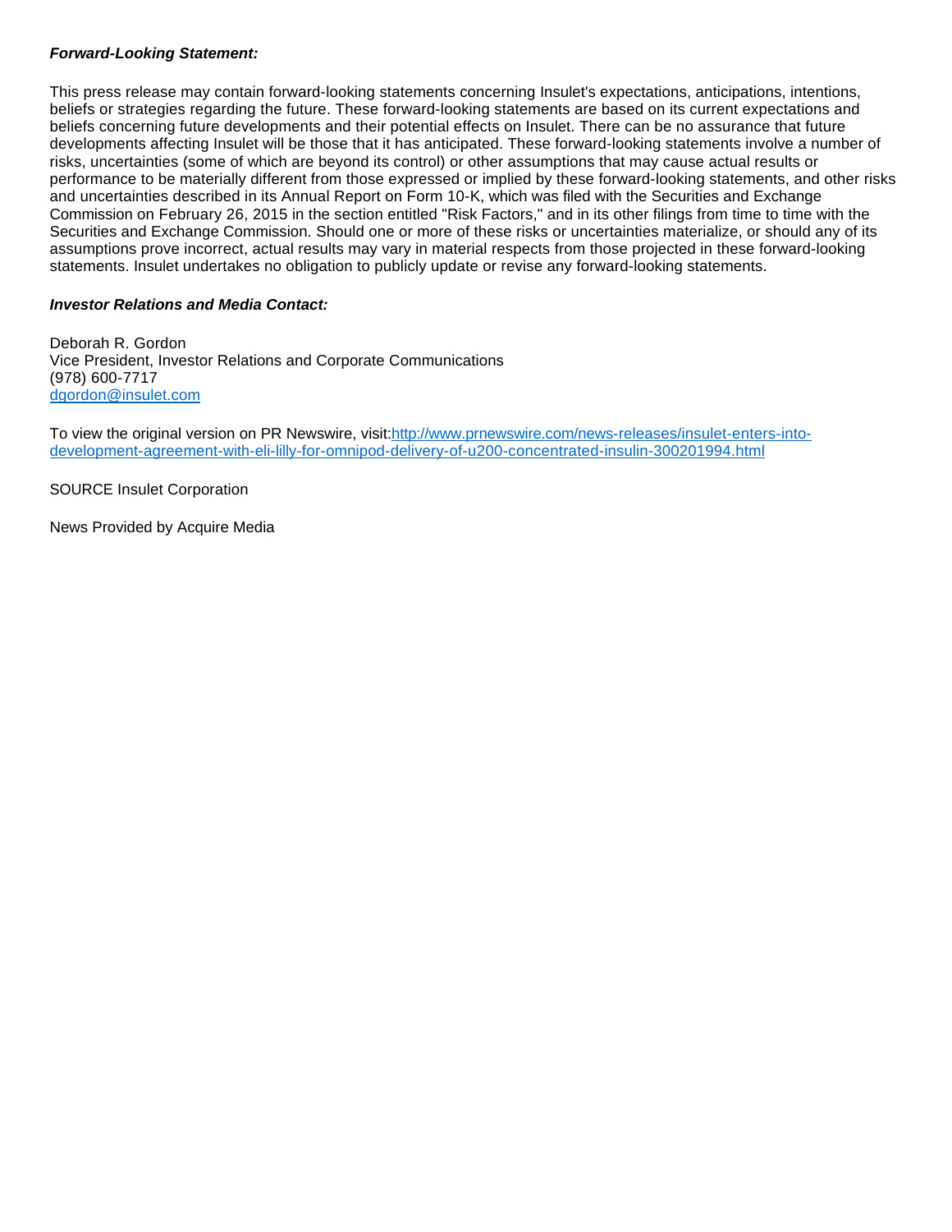***Forward-Looking Statement:***

This press release may contain forward-looking statements concerning Insulet's expectations, anticipations, intentions, beliefs or strategies regarding the future. These forward-looking statements are based on its current expectations and beliefs concerning future developments and their potential effects on Insulet. There can be no assurance that future developments affecting Insulet will be those that it has anticipated. These forward-looking statements involve a number of risks, uncertainties (some of which are beyond its control) or other assumptions that may cause actual results or performance to be materially different from those expressed or implied by these forward-looking statements, and other risks and uncertainties described in its Annual Report on Form 10-K, which was filed with the Securities and Exchange Commission on February 26, 2015 in the section entitled "Risk Factors," and in its other filings from time to time with the Securities and Exchange Commission. Should one or more of these risks or uncertainties materialize, or should any of its assumptions prove incorrect, actual results may vary in material respects from those projected in these forward-looking statements. Insulet undertakes no obligation to publicly update or revise any forward-looking statements.

***Investor Relations and Media Contact:***

Deborah R. Gordon
Vice President, Investor Relations and Corporate Communications
(978) 600-7717
[dgordon@insulet.com](mailto:dgordon@insulet.com)

To view the original version on PR Newswire, visit:[http://www.prnewswire.com/news-releases/insulet-enters-into-development-agreement-with-eli-lilly-for-omnipod-delivery-of-u200-concentrated-insulin-300201994.html](http://www.prnewswire.com/news-releases/insulet-enters-into-development-agreement-with-eli-lilly-for-omnipod-delivery-of-u200-concentrated-insulin-300201994.html)

SOURCE Insulet Corporation

News Provided by Acquire Media